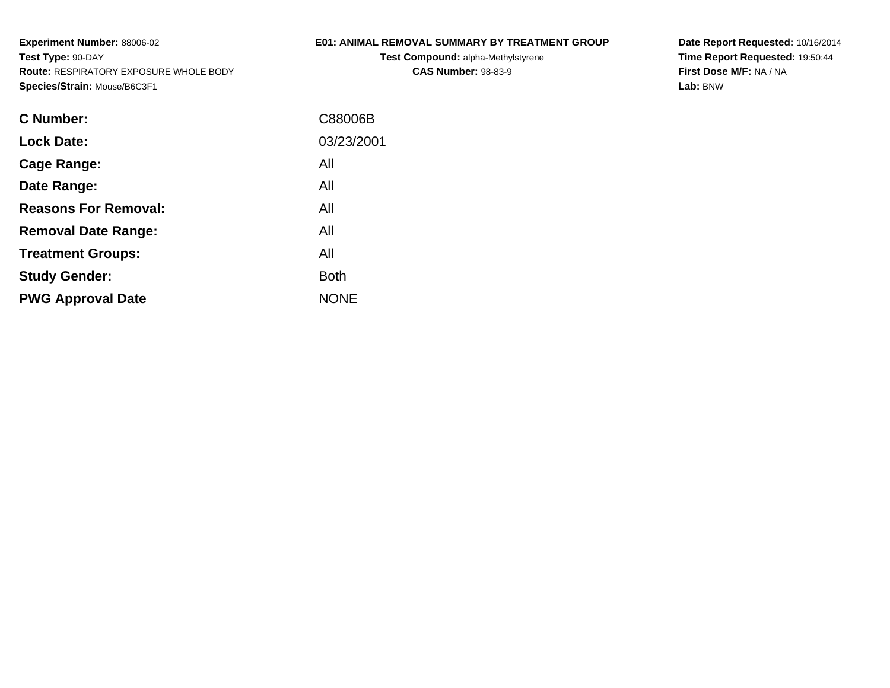**Experiment Number:** 88006-02
**Test Type:** 90-DAY
**Route:** RESPIRATORY EXPOSURE WHOLE BODY
**Species/Strain:** Mouse/B6C3F1

**E01: ANIMAL REMOVAL SUMMARY BY TREATMENT GROUP**
**Test Compound:** alpha-Methylstyrene
**CAS Number:** 98-83-9

**Date Report Requested:** 10/16/2014
**Time Report Requested:** 19:50:44
**First Dose M/F:** NA / NA
**Lab:** BNW

| | |
|---|---|
| **C Number:** | C88006B |
| **Lock Date:** | 03/23/2001 |
| **Cage Range:** | All |
| **Date Range:** | All |
| **Reasons For Removal:** | All |
| **Removal Date Range:** | All |
| **Treatment Groups:** | All |
| **Study Gender:** | Both |
| **PWG Approval Date** | NONE |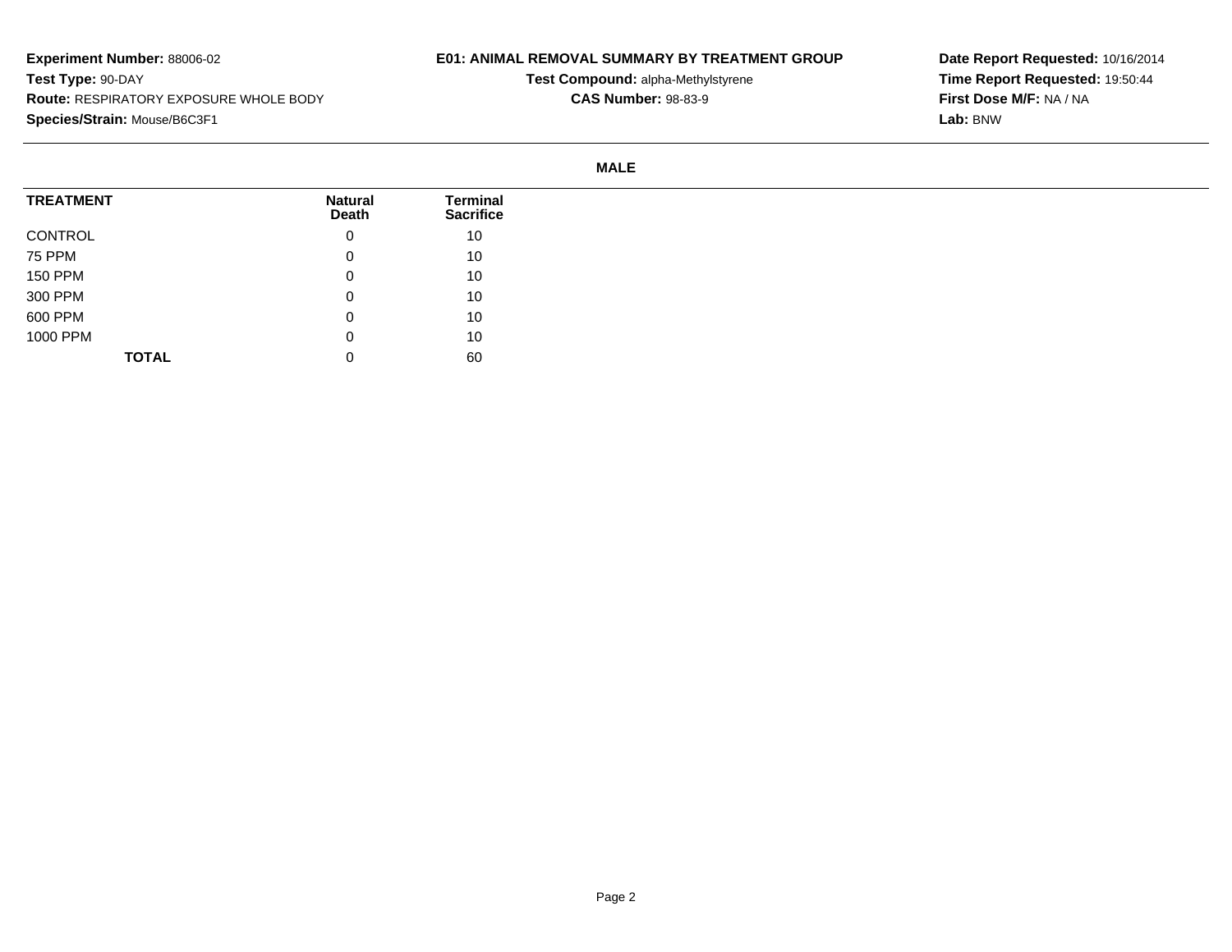**Experiment Number:** 88006-02
**Test Type:** 90-DAY
**Route:** RESPIRATORY EXPOSURE WHOLE BODY
**Species/Strain:** Mouse/B6C3F1

**E01: ANIMAL REMOVAL SUMMARY BY TREATMENT GROUP**
**Test Compound:** alpha-Methylstyrene
**CAS Number:** 98-83-9

**Date Report Requested:** 10/16/2014
**Time Report Requested:** 19:50:44
**First Dose M/F:** NA / NA
**Lab:** BNW

**MALE**

| TREATMENT | Natural Death | Terminal Sacrifice |
|---|---|---|
| CONTROL | 0 | 10 |
| 75 PPM | 0 | 10 |
| 150 PPM | 0 | 10 |
| 300 PPM | 0 | 10 |
| 600 PPM | 0 | 10 |
| 1000 PPM | 0 | 10 |
| **TOTAL** | 0 | 60 |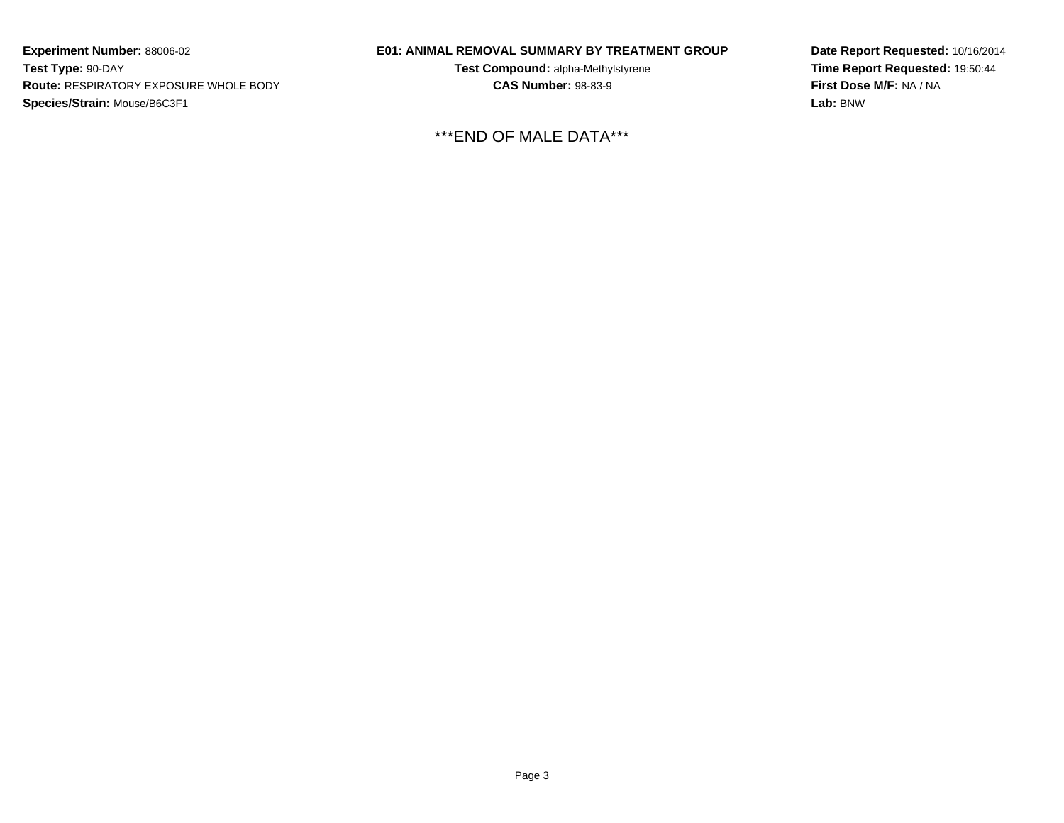**Experiment Number:** 88006-02
**Test Type:** 90-DAY
**Route:** RESPIRATORY EXPOSURE WHOLE BODY
**Species/Strain:** Mouse/B6C3F1

**E01: ANIMAL REMOVAL SUMMARY BY TREATMENT GROUP**
**Test Compound:** alpha-Methylstyrene
**CAS Number:** 98-83-9

**Date Report Requested:** 10/16/2014
**Time Report Requested:** 19:50:44
**First Dose M/F:** NA / NA
**Lab:** BNW

***END OF MALE DATA***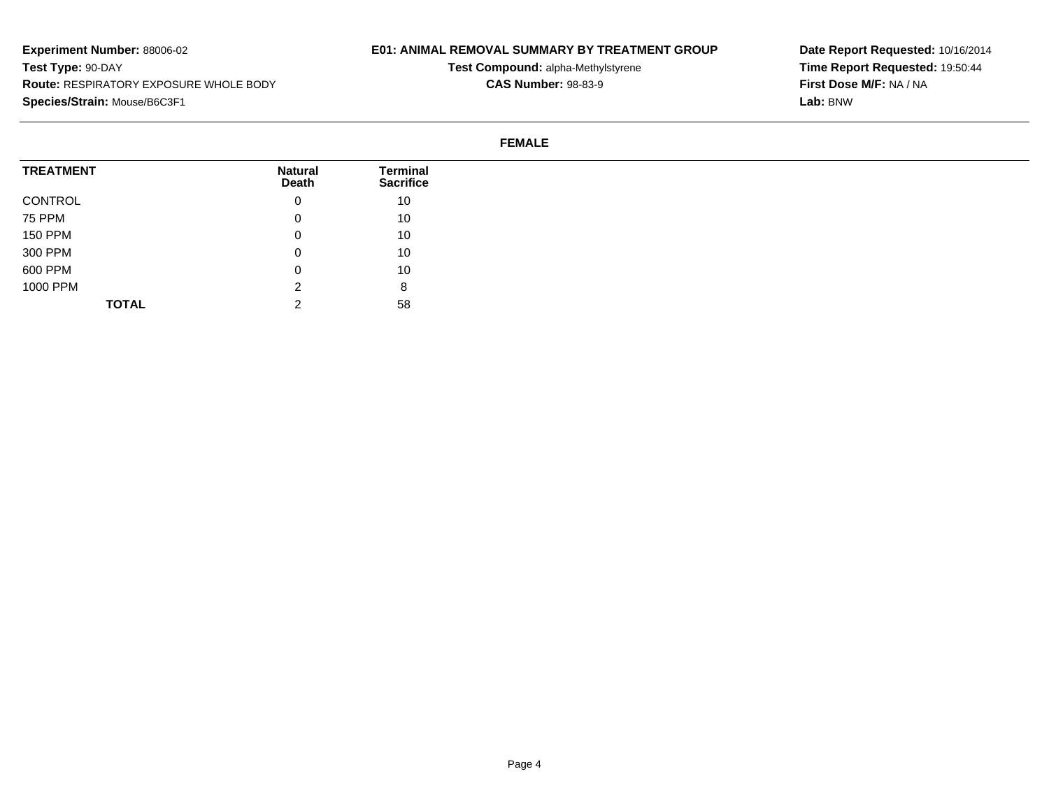**Experiment Number:** 88006-02
**Test Type:** 90-DAY
**Route:** RESPIRATORY EXPOSURE WHOLE BODY
**Species/Strain:** Mouse/B6C3F1

**E01: ANIMAL REMOVAL SUMMARY BY TREATMENT GROUP**
**Test Compound:** alpha-Methylstyrene
**CAS Number:** 98-83-9

**Date Report Requested:** 10/16/2014
**Time Report Requested:** 19:50:44
**First Dose M/F:** NA / NA
**Lab:** BNW

**FEMALE**

| TREATMENT | Natural Death | Terminal Sacrifice |
|---|---|---|
| CONTROL | 0 | 10 |
| 75 PPM | 0 | 10 |
| 150 PPM | 0 | 10 |
| 300 PPM | 0 | 10 |
| 600 PPM | 0 | 10 |
| 1000 PPM | 2 | 8 |
| **TOTAL** | 2 | 58 |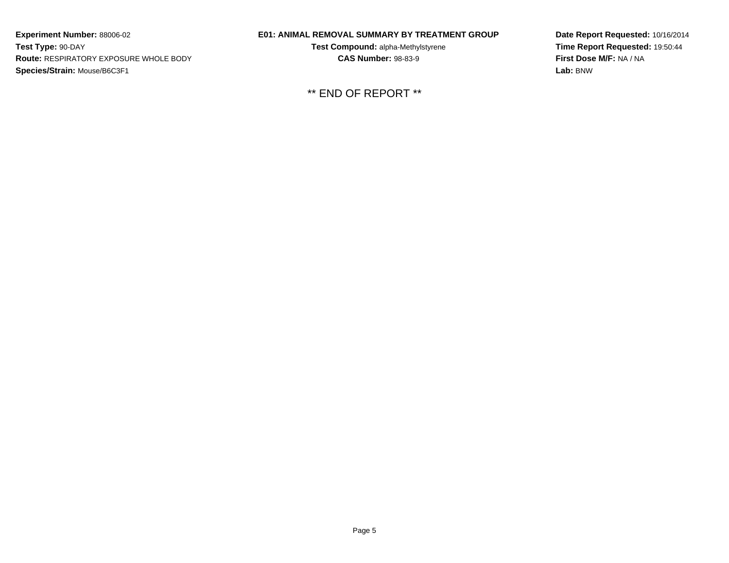**Experiment Number:** 88006-02
**Test Type:** 90-DAY
**Route:** RESPIRATORY EXPOSURE WHOLE BODY
**Species/Strain:** Mouse/B6C3F1

**E01: ANIMAL REMOVAL SUMMARY BY TREATMENT GROUP**
**Test Compound:** alpha-Methylstyrene
**CAS Number:** 98-83-9

**Date Report Requested:** 10/16/2014
**Time Report Requested:** 19:50:44
**First Dose M/F:** NA / NA
**Lab:** BNW

** END OF REPORT **